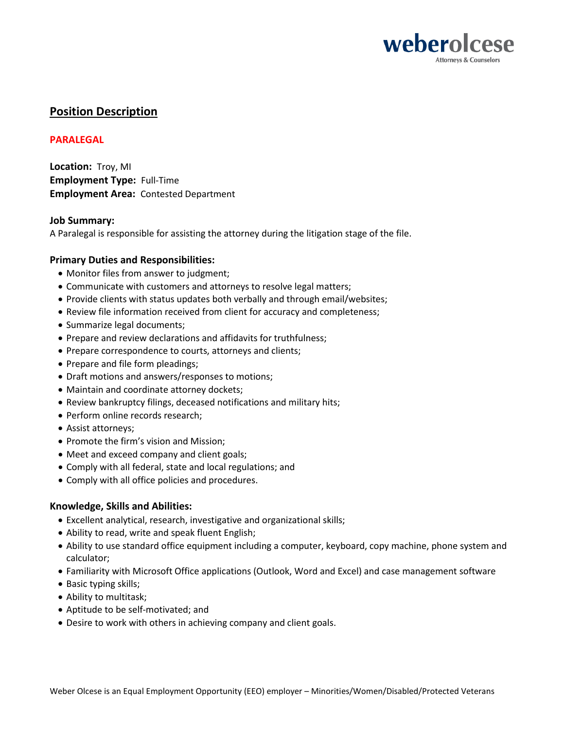weberolcese
Attorneys & Counselors

# Position Description

## PARALEGAL

**Location:** Troy, MI
**Employment Type:** Full-Time
**Employment Area:** Contested Department

### Job Summary:

A Paralegal is responsible for assisting the attorney during the litigation stage of the file.

### Primary Duties and Responsibilities:

- Monitor files from answer to judgment;
- Communicate with customers and attorneys to resolve legal matters;
- Provide clients with status updates both verbally and through email/websites;
- Review file information received from client for accuracy and completeness;
- Summarize legal documents;
- Prepare and review declarations and affidavits for truthfulness;
- Prepare correspondence to courts, attorneys and clients;
- Prepare and file form pleadings;
- Draft motions and answers/responses to motions;
- Maintain and coordinate attorney dockets;
- Review bankruptcy filings, deceased notifications and military hits;
- Perform online records research;
- Assist attorneys;
- Promote the firm's vision and Mission;
- Meet and exceed company and client goals;
- Comply with all federal, state and local regulations; and
- Comply with all office policies and procedures.

### Knowledge, Skills and Abilities:

- Excellent analytical, research, investigative and organizational skills;
- Ability to read, write and speak fluent English;
- Ability to use standard office equipment including a computer, keyboard, copy machine, phone system and calculator;
- Familiarity with Microsoft Office applications (Outlook, Word and Excel) and case management software
- Basic typing skills;
- Ability to multitask;
- Aptitude to be self-motivated; and
- Desire to work with others in achieving company and client goals.

Weber Olcese is an Equal Employment Opportunity (EEO) employer – Minorities/Women/Disabled/Protected Veterans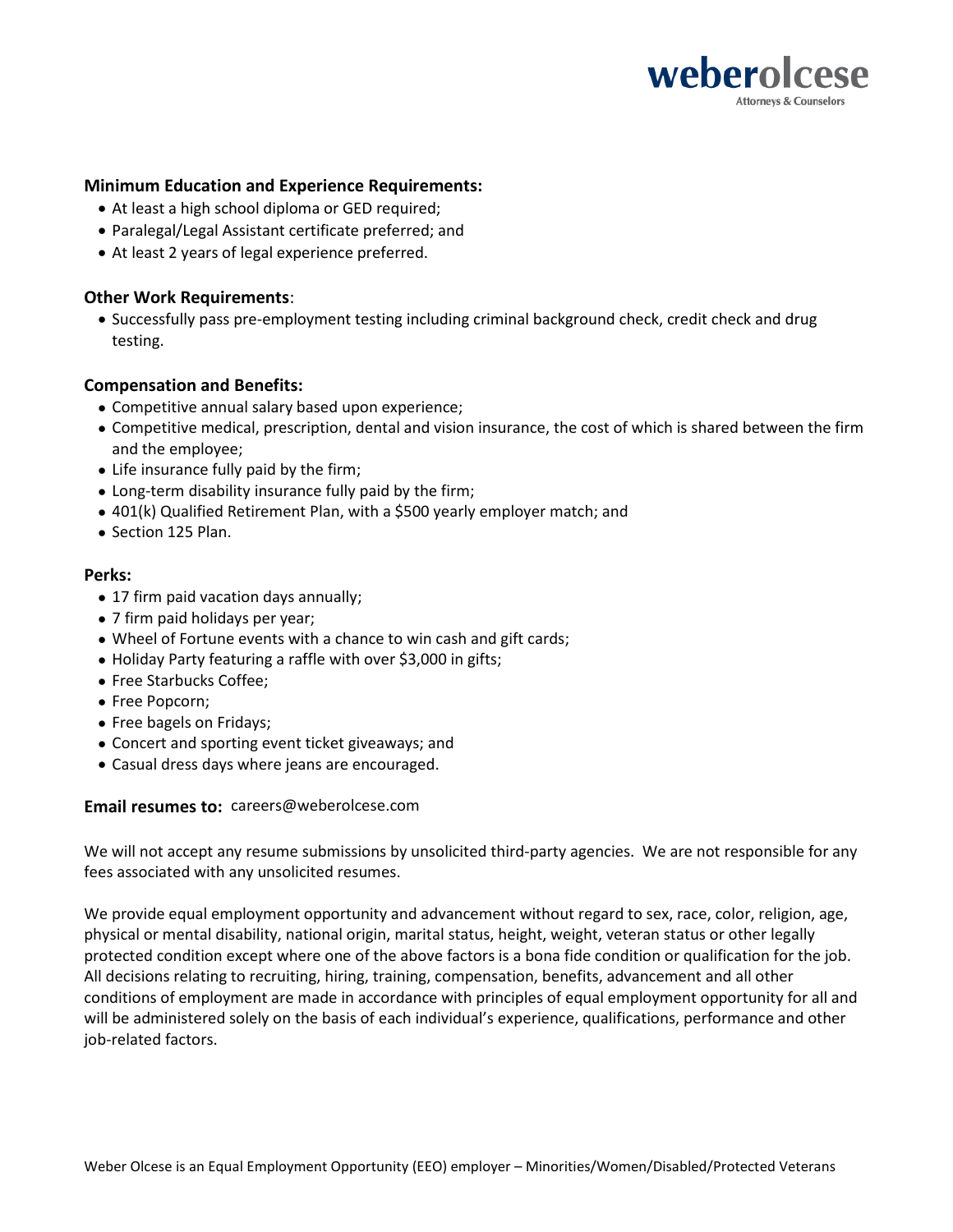**Minimum Education and Experience Requirements:**

- At least a high school diploma or GED required;
- Paralegal/Legal Assistant certificate preferred; and
- At least 2 years of legal experience preferred.

**Other Work Requirements**:

- Successfully pass pre-employment testing including criminal background check, credit check and drug testing.

**Compensation and Benefits:**

- Competitive annual salary based upon experience;
- Competitive medical, prescription, dental and vision insurance, the cost of which is shared between the firm and the employee;
- Life insurance fully paid by the firm;
- Long-term disability insurance fully paid by the firm;
- 401(k) Qualified Retirement Plan, with a $500 yearly employer match; and
- Section 125 Plan.

**Perks:**

- 17 firm paid vacation days annually;
- 7 firm paid holidays per year;
- Wheel of Fortune events with a chance to win cash and gift cards;
- Holiday Party featuring a raffle with over $3,000 in gifts;
- Free Starbucks Coffee;
- Free Popcorn;
- Free bagels on Fridays;
- Concert and sporting event ticket giveaways; and
- Casual dress days where jeans are encouraged.

**Email resumes to:** careers@weberolcese.com

We will not accept any resume submissions by unsolicited third-party agencies. We are not responsible for any fees associated with any unsolicited resumes.

We provide equal employment opportunity and advancement without regard to sex, race, color, religion, age, physical or mental disability, national origin, marital status, height, weight, veteran status or other legally protected condition except where one of the above factors is a bona fide condition or qualification for the job. All decisions relating to recruiting, hiring, training, compensation, benefits, advancement and all other conditions of employment are made in accordance with principles of equal employment opportunity for all and will be administered solely on the basis of each individual's experience, qualifications, performance and other job-related factors.

Weber Olcese is an Equal Employment Opportunity (EEO) employer – Minorities/Women/Disabled/Protected Veterans